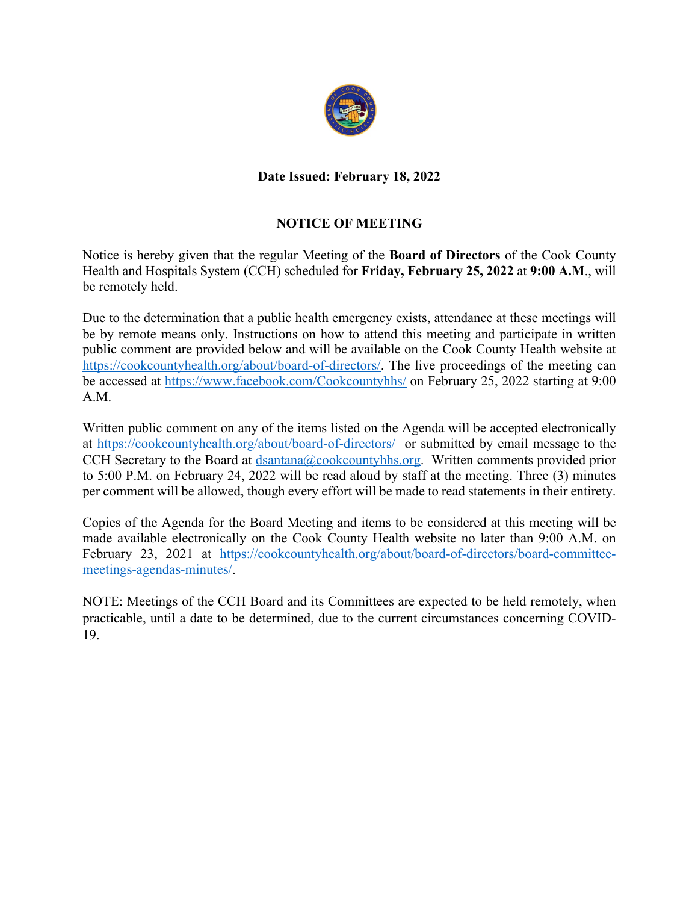**Date Issued: February 18, 2022**

**NOTICE OF MEETING**

Notice is hereby given that the regular Meeting of the **Board of Directors** of the Cook County Health and Hospitals System (CCH) scheduled for **Friday, February 25, 2022** at **9:00 A.M**., will be remotely held.

Due to the determination that a public health emergency exists, attendance at these meetings will be by remote means only. Instructions on how to attend this meeting and participate in written public comment are provided below and will be available on the Cook County Health website at https://cookcountyhealth.org/about/board-of-directors/. The live proceedings of the meeting can be accessed at https://www.facebook.com/Cookcountyhhs/ on February 25, 2022 starting at 9:00 A.M.

Written public comment on any of the items listed on the Agenda will be accepted electronically at https://cookcountyhealth.org/about/board-of-directors/ or submitted by email message to the CCH Secretary to the Board at dsantana@cookcountyhhs.org. Written comments provided prior to 5:00 P.M. on February 24, 2022 will be read aloud by staff at the meeting. Three (3) minutes per comment will be allowed, though every effort will be made to read statements in their entirety.

Copies of the Agenda for the Board Meeting and items to be considered at this meeting will be made available electronically on the Cook County Health website no later than 9:00 A.M. on February 23, 2021 at https://cookcountyhealth.org/about/board-of-directors/board-committee-meetings-agendas-minutes/.

NOTE: Meetings of the CCH Board and its Committees are expected to be held remotely, when practicable, until a date to be determined, due to the current circumstances concerning COVID-19.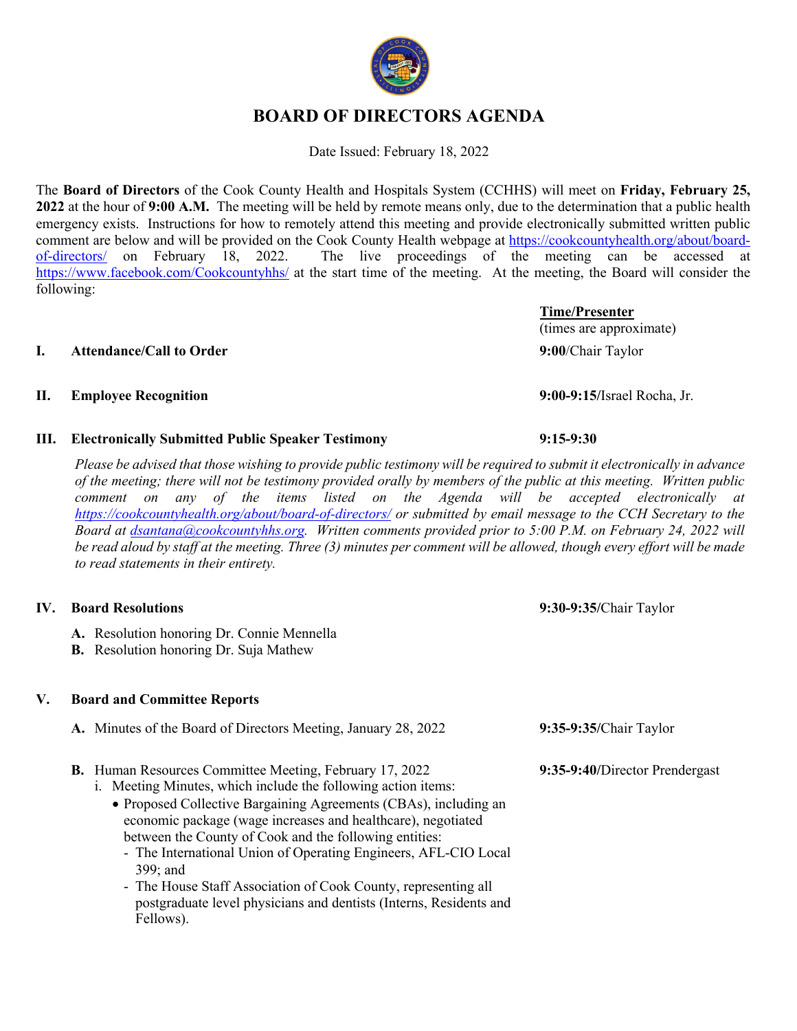# BOARD OF DIRECTORS AGENDA

Date Issued: February 18, 2022

The **Board of Directors** of the Cook County Health and Hospitals System (CCHHS) will meet on **Friday, February 25, 2022** at the hour of **9:00 A.M.** The meeting will be held by remote means only, due to the determination that a public health emergency exists. Instructions for how to remotely attend this meeting and provide electronically submitted written public comment are below and will be provided on the Cook County Health webpage at https://cookcountyhealth.org/about/board-of-directors/ on February 18, 2022. The live proceedings of the meeting can be accessed at https://www.facebook.com/Cookcountyhhs/ at the start time of the meeting. At the meeting, the Board will consider the following:

| | **Time/Presenter** (times are approximate) |
|---|---|
| **I. Attendance/Call to Order** | **9:00**/Chair Taylor |
| **II. Employee Recognition** | **9:00-9:15**/Israel Rocha, Jr. |
| **III. Electronically Submitted Public Speaker Testimony** | **9:15-9:30** |

*Please be advised that those wishing to provide public testimony will be required to submit it electronically in advance of the meeting; there will not be testimony provided orally by members of the public at this meeting. Written public comment on any of the items listed on the Agenda will be accepted electronically at https://cookcountyhealth.org/about/board-of-directors/ or submitted by email message to the CCH Secretary to the Board at dsantana@cookcountyhhs.org. Written comments provided prior to 5:00 P.M. on February 24, 2022 will be read aloud by staff at the meeting. Three (3) minutes per comment will be allowed, though every effort will be made to read statements in their entirety.*

**IV. Board Resolutions** — **9:30-9:35**/Chair Taylor

- **A.** Resolution honoring Dr. Connie Mennella
- **B.** Resolution honoring Dr. Suja Mathew

**V. Board and Committee Reports**

- **A.** Minutes of the Board of Directors Meeting, January 28, 2022 — **9:35-9:35**/Chair Taylor
- **B.** Human Resources Committee Meeting, February 17, 2022 — **9:35-9:40**/Director Prendergast
  - i. Meeting Minutes, which include the following action items:
    - Proposed Collective Bargaining Agreements (CBAs), including an economic package (wage increases and healthcare), negotiated between the County of Cook and the following entities:
      - The International Union of Operating Engineers, AFL-CIO Local 399; and
      - The House Staff Association of Cook County, representing all postgraduate level physicians and dentists (Interns, Residents and Fellows).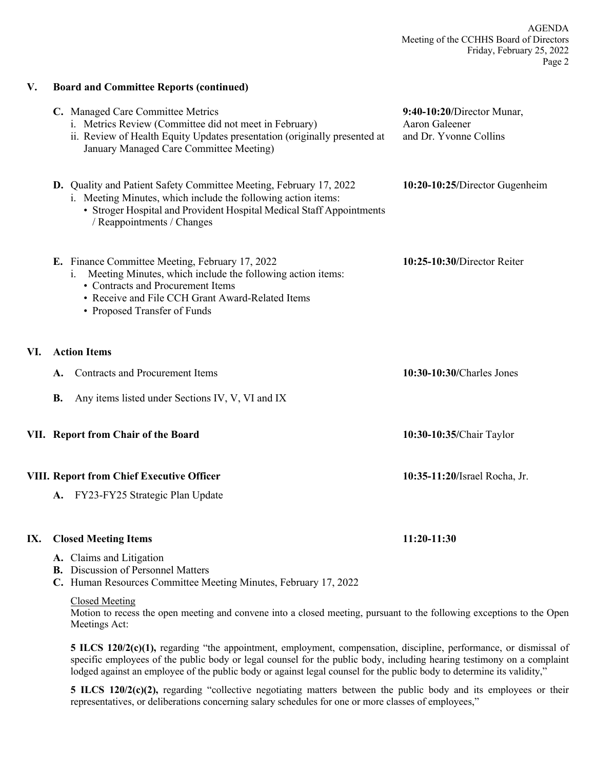## V. Board and Committee Reports (continued)

**C.** Managed Care Committee Metrics — **9:40-10:20/**Director Munar, Aaron Galeener and Dr. Yvonne Collins

i. Metrics Review (Committee did not meet in February)

ii. Review of Health Equity Updates presentation (originally presented at January Managed Care Committee Meeting)

**D.** Quality and Patient Safety Committee Meeting, February 17, 2022 — **10:20-10:25/**Director Gugenheim

i. Meeting Minutes, which include the following action items:

- Stroger Hospital and Provident Hospital Medical Staff Appointments / Reappointments / Changes

**E.** Finance Committee Meeting, February 17, 2022 — **10:25-10:30/**Director Reiter

i. Meeting Minutes, which include the following action items:

- Contracts and Procurement Items
- Receive and File CCH Grant Award-Related Items
- Proposed Transfer of Funds

## VI. Action Items

**A.** Contracts and Procurement Items — **10:30-10:30/**Charles Jones

**B.** Any items listed under Sections IV, V, VI and IX

## VII. Report from Chair of the Board — **10:30-10:35/**Chair Taylor

## VIII. Report from Chief Executive Officer — **10:35-11:20/**Israel Rocha, Jr.

**A.** FY23-FY25 Strategic Plan Update

## IX. Closed Meeting Items — **11:20-11:30**

**A.** Claims and Litigation
**B.** Discussion of Personnel Matters
**C.** Human Resources Committee Meeting Minutes, February 17, 2022

Closed Meeting

Motion to recess the open meeting and convene into a closed meeting, pursuant to the following exceptions to the Open Meetings Act:

**5 ILCS 120/2(c)(1),** regarding "the appointment, employment, compensation, discipline, performance, or dismissal of specific employees of the public body or legal counsel for the public body, including hearing testimony on a complaint lodged against an employee of the public body or against legal counsel for the public body to determine its validity,"

**5 ILCS 120/2(c)(2),** regarding "collective negotiating matters between the public body and its employees or their representatives, or deliberations concerning salary schedules for one or more classes of employees,"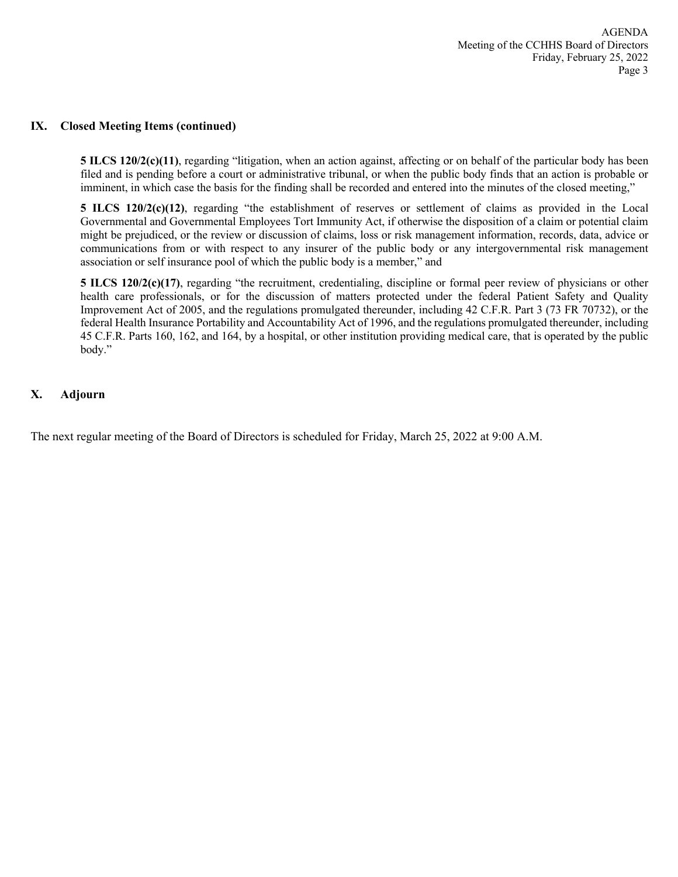## IX. Closed Meeting Items (continued)

**5 ILCS 120/2(c)(11)**, regarding "litigation, when an action against, affecting or on behalf of the particular body has been filed and is pending before a court or administrative tribunal, or when the public body finds that an action is probable or imminent, in which case the basis for the finding shall be recorded and entered into the minutes of the closed meeting,"

**5 ILCS 120/2(c)(12)**, regarding "the establishment of reserves or settlement of claims as provided in the Local Governmental and Governmental Employees Tort Immunity Act, if otherwise the disposition of a claim or potential claim might be prejudiced, or the review or discussion of claims, loss or risk management information, records, data, advice or communications from or with respect to any insurer of the public body or any intergovernmental risk management association or self insurance pool of which the public body is a member," and

**5 ILCS 120/2(c)(17)**, regarding "the recruitment, credentialing, discipline or formal peer review of physicians or other health care professionals, or for the discussion of matters protected under the federal Patient Safety and Quality Improvement Act of 2005, and the regulations promulgated thereunder, including 42 C.F.R. Part 3 (73 FR 70732), or the federal Health Insurance Portability and Accountability Act of 1996, and the regulations promulgated thereunder, including 45 C.F.R. Parts 160, 162, and 164, by a hospital, or other institution providing medical care, that is operated by the public body."

## X. Adjourn

The next regular meeting of the Board of Directors is scheduled for Friday, March 25, 2022 at 9:00 A.M.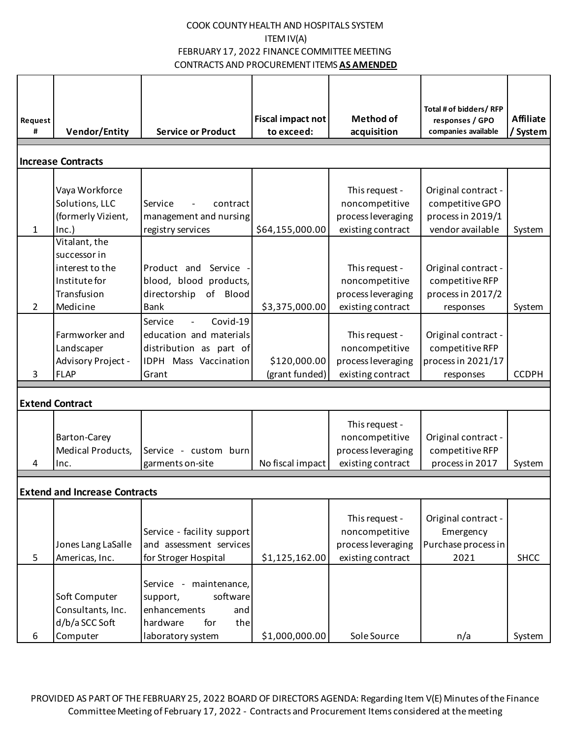COOK COUNTY HEALTH AND HOSPITALS SYSTEM
ITEM IV(A)
FEBRUARY 17, 2022 FINANCE COMMITTEE MEETING
CONTRACTS AND PROCUREMENT ITEMS **AS AMENDED**

| Request # | Vendor/Entity | Service or Product | Fiscal impact not to exceed: | Method of acquisition | Total # of bidders/ RFP responses / GPO companies available | Affiliate / System |
|---|---|---|---|---|---|---|
| **Increase Contracts** | | | | | | |
| 1 | Vaya Workforce Solutions, LLC (formerly Vizient, Inc.) | Service - contract management and nursing registry services | $64,155,000.00 | This request - noncompetitive process leveraging existing contract | Original contract - competitive GPO process in 2019/1 vendor available | System |
| 2 | Vitalant, the successor in interest to the Institute for Transfusion Medicine | Product and Service - blood, blood products, directorship of Blood Bank | $3,375,000.00 | This request - noncompetitive process leveraging existing contract | Original contract - competitive RFP process in 2017/2 responses | System |
| 3 | Farmworker and Landscaper Advisory Project - FLAP | Service - Covid-19 education and materials distribution as part of IDPH Mass Vaccination Grant | $120,000.00 (grant funded) | This request - noncompetitive process leveraging existing contract | Original contract - competitive RFP process in 2021/17 responses | CCDPH |
| **Extend Contract** | | | | | | |
| 4 | Barton-Carey Medical Products, Inc. | Service - custom burn garments on-site | No fiscal impact | This request - noncompetitive process leveraging existing contract | Original contract - competitive RFP process in 2017 | System |
| **Extend and Increase Contracts** | | | | | | |
| 5 | Jones Lang LaSalle Americas, Inc. | Service - facility support and assessment services for Stroger Hospital | $1,125,162.00 | This request - noncompetitive process leveraging existing contract | Original contract - Emergency Purchase process in 2021 | SHCC |
| 6 | Soft Computer Consultants, Inc. d/b/a SCC Soft Computer | Service - maintenance, support, software enhancements and hardware for the laboratory system | $1,000,000.00 | Sole Source | n/a | System |

PROVIDED AS PART OF THE FEBRUARY 25, 2022 BOARD OF DIRECTORS AGENDA: Regarding Item V(E) Minutes of the Finance Committee Meeting of February 17, 2022 - Contracts and Procurement Items considered at the meeting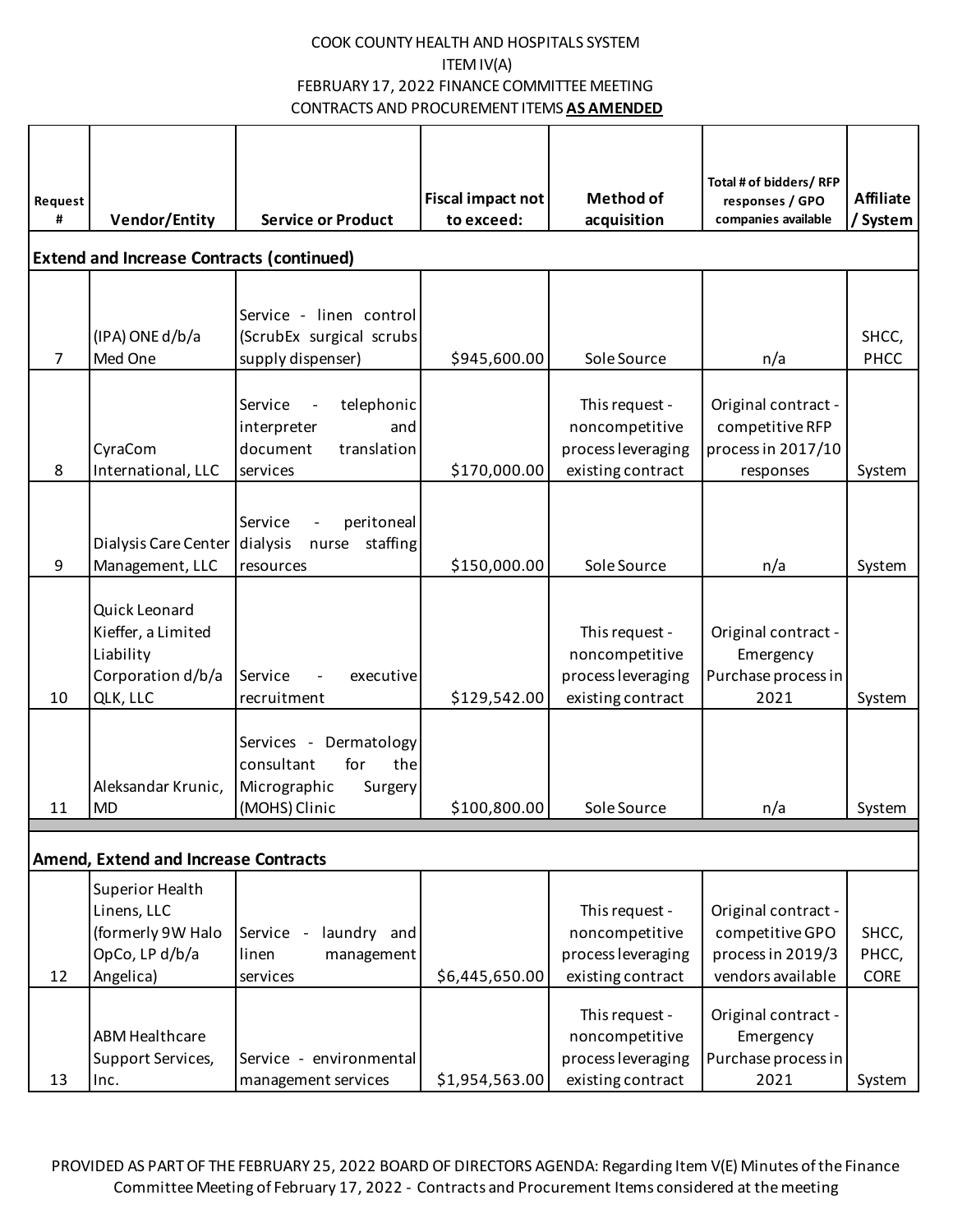COOK COUNTY HEALTH AND HOSPITALS SYSTEM
ITEM IV(A)
FEBRUARY 17, 2022 FINANCE COMMITTEE MEETING
CONTRACTS AND PROCUREMENT ITEMS **AS AMENDED**

| Request # | Vendor/Entity | Service or Product | Fiscal impact not to exceed: | Method of acquisition | Total # of bidders/ RFP responses / GPO companies available | Affiliate / System |
|---|---|---|---|---|---|---|
| **Extend and Increase Contracts (continued)** | | | | | | |
| 7 | (IPA) ONE d/b/a Med One | Service - linen control (ScrubEx surgical scrubs supply dispenser) | $945,600.00 | Sole Source | n/a | SHCC, PHCC |
| 8 | CyraCom International, LLC | Service - telephonic interpreter and document translation services | $170,000.00 | This request - noncompetitive process leveraging existing contract | Original contract - competitive RFP process in 2017/10 responses | System |
| 9 | Dialysis Care Center Management, LLC | Service - peritoneal dialysis nurse staffing resources | $150,000.00 | Sole Source | n/a | System |
| 10 | Quick Leonard Kieffer, a Limited Liability Corporation d/b/a QLK, LLC | Service - executive recruitment | $129,542.00 | This request - noncompetitive process leveraging existing contract | Original contract - Emergency Purchase process in 2021 | System |
| 11 | Aleksandar Krunic, MD | Services - Dermatology consultant for the Micrographic Surgery (MOHS) Clinic | $100,800.00 | Sole Source | n/a | System |
| **Amend, Extend and Increase Contracts** | | | | | | |
| 12 | Superior Health Linens, LLC (formerly 9W Halo OpCo, LP d/b/a Angelica) | Service - laundry and linen management services | $6,445,650.00 | This request - noncompetitive process leveraging existing contract | Original contract - competitive GPO process in 2019/3 vendors available | SHCC, PHCC, CORE |
| 13 | ABM Healthcare Support Services, Inc. | Service - environmental management services | $1,954,563.00 | This request - noncompetitive process leveraging existing contract | Original contract - Emergency Purchase process in 2021 | System |

PROVIDED AS PART OF THE FEBRUARY 25, 2022 BOARD OF DIRECTORS AGENDA: Regarding Item V(E) Minutes of the Finance Committee Meeting of February 17, 2022 - Contracts and Procurement Items considered at the meeting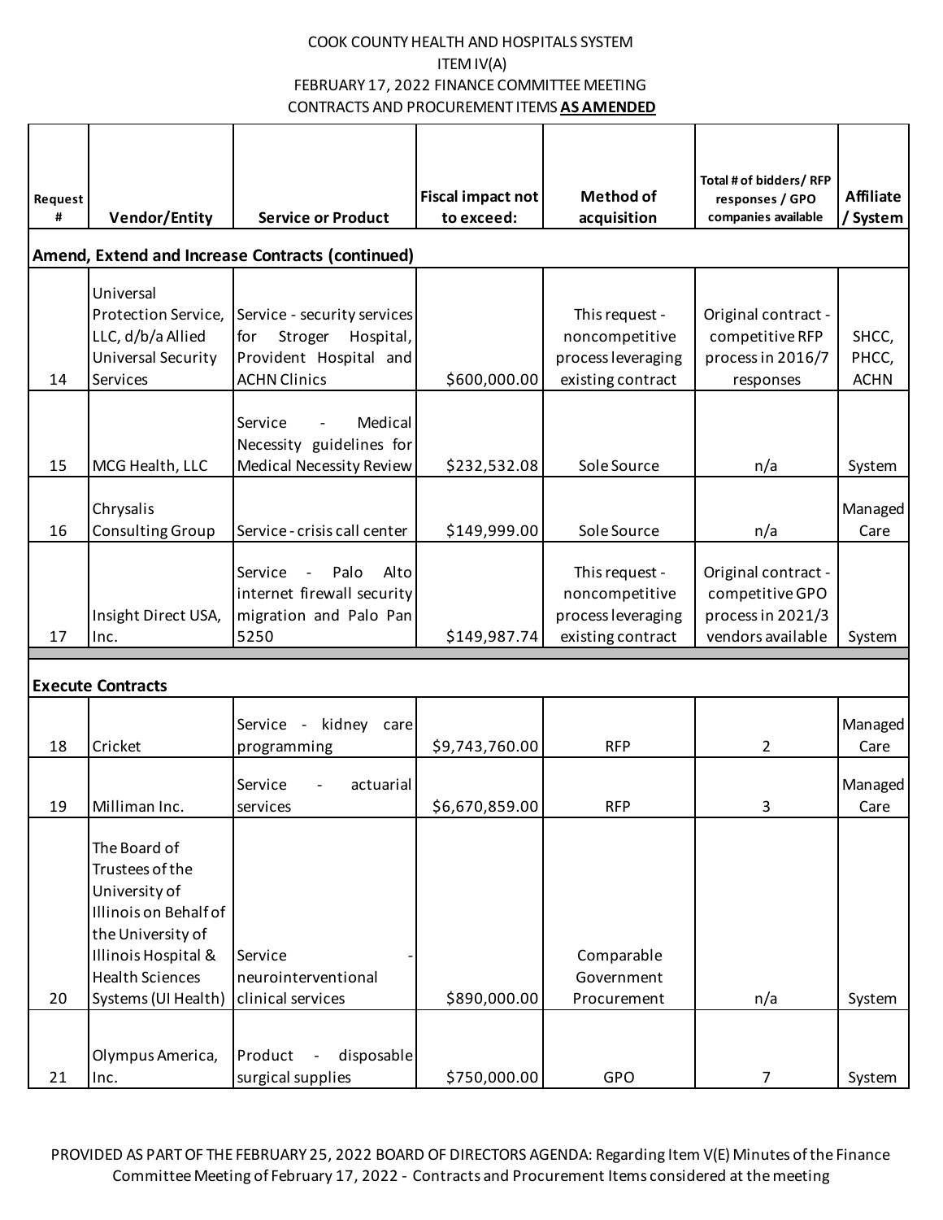COOK COUNTY HEALTH AND HOSPITALS SYSTEM

ITEM IV(A)

FEBRUARY 17, 2022 FINANCE COMMITTEE MEETING

CONTRACTS AND PROCUREMENT ITEMS **AS AMENDED**

| Request # | Vendor/Entity | Service or Product | Fiscal impact not to exceed: | Method of acquisition | Total # of bidders/ RFP responses / GPO companies available | Affiliate / System |
|---|---|---|---|---|---|---|
| **Amend, Extend and Increase Contracts (continued)** | | | | | | |
| 14 | Universal Protection Service, LLC, d/b/a Allied Universal Security Services | Service - security services for Stroger Hospital, Provident Hospital and ACHN Clinics | $600,000.00 | This request - noncompetitive process leveraging existing contract | Original contract - competitive RFP process in 2016/7 responses | SHCC, PHCC, ACHN |
| 15 | MCG Health, LLC | Service - Medical Necessity guidelines for Medical Necessity Review | $232,532.08 | Sole Source | n/a | System |
| 16 | Chrysalis Consulting Group | Service - crisis call center | $149,999.00 | Sole Source | n/a | Managed Care |
| 17 | Insight Direct USA, Inc. | Service - Palo Alto internet firewall security migration and Palo Pan 5250 | $149,987.74 | This request - noncompetitive process leveraging existing contract | Original contract - competitive GPO process in 2021/3 vendors available | System |
| **Execute Contracts** | | | | | | |
| 18 | Cricket | Service - kidney care programming | $9,743,760.00 | RFP | 2 | Managed Care |
| 19 | Milliman Inc. | Service - actuarial services | $6,670,859.00 | RFP | 3 | Managed Care |
| 20 | The Board of Trustees of the University of Illinois on Behalf of the University of Illinois Hospital & Health Sciences Systems (UI Health) | Service - neurointerventional clinical services | $890,000.00 | Comparable Government Procurement | n/a | System |
| 21 | Olympus America, Inc. | Product - disposable surgical supplies | $750,000.00 | GPO | 7 | System |

PROVIDED AS PART OF THE FEBRUARY 25, 2022 BOARD OF DIRECTORS AGENDA: Regarding Item V(E) Minutes of the Finance Committee Meeting of February 17, 2022 - Contracts and Procurement Items considered at the meeting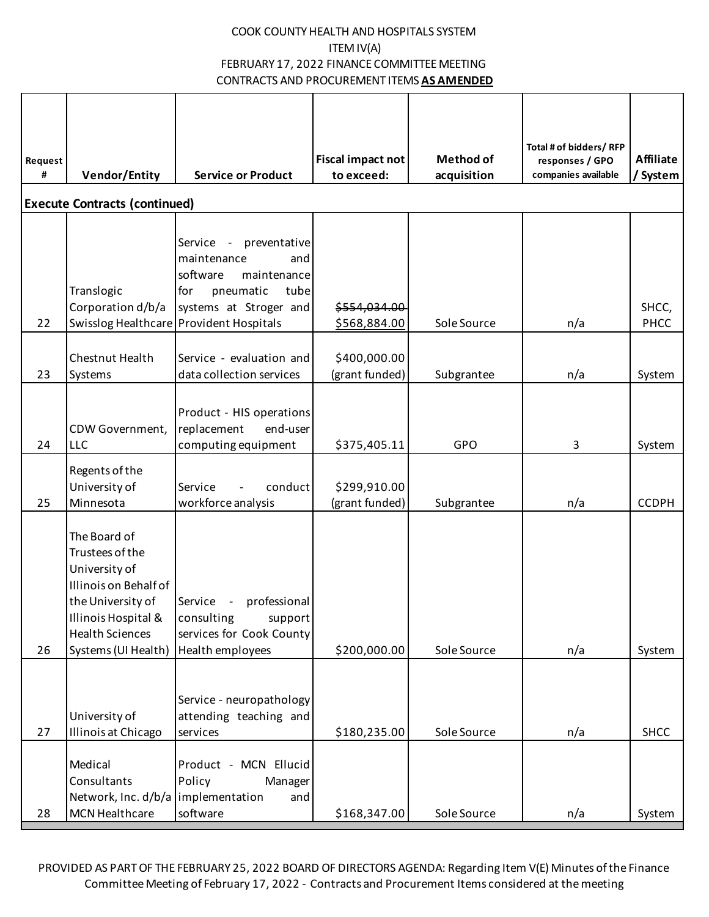COOK COUNTY HEALTH AND HOSPITALS SYSTEM
ITEM IV(A)
FEBRUARY 17, 2022 FINANCE COMMITTEE MEETING
CONTRACTS AND PROCUREMENT ITEMS **AS AMENDED**

| Request # | Vendor/Entity | Service or Product | Fiscal impact not to exceed: | Method of acquisition | Total # of bidders/ RFP responses / GPO companies available | Affiliate / System |
|---|---|---|---|---|---|---|
| **Execute Contracts (continued)** | | | | | | |
| 22 | Translogic Corporation d/b/a Swisslog Healthcare | Service - preventative maintenance and software maintenance for pneumatic tube systems at Stroger and Provident Hospitals | ~~$554,034.00~~ $568,884.00 | Sole Source | n/a | SHCC, PHCC |
| 23 | Chestnut Health Systems | Service - evaluation and data collection services | $400,000.00 (grant funded) | Subgrantee | n/a | System |
| 24 | CDW Government, LLC | Product - HIS operations replacement end-user computing equipment | $375,405.11 | GPO | 3 | System |
| 25 | Regents of the University of Minnesota | Service - conduct workforce analysis | $299,910.00 (grant funded) | Subgrantee | n/a | CCDPH |
| 26 | The Board of Trustees of the University of Illinois on Behalf of the University of Illinois Hospital & Health Sciences Systems (UI Health) | Service - professional consulting support services for Cook County Health employees | $200,000.00 | Sole Source | n/a | System |
| 27 | University of Illinois at Chicago | Service - neuropathology attending teaching and services | $180,235.00 | Sole Source | n/a | SHCC |
| 28 | Medical Consultants Network, Inc. d/b/a MCN Healthcare | Product - MCN Ellucid Policy Manager implementation and software | $168,347.00 | Sole Source | n/a | System |

PROVIDED AS PART OF THE FEBRUARY 25, 2022 BOARD OF DIRECTORS AGENDA: Regarding Item V(E) Minutes of the Finance Committee Meeting of February 17, 2022 - Contracts and Procurement Items considered at the meeting